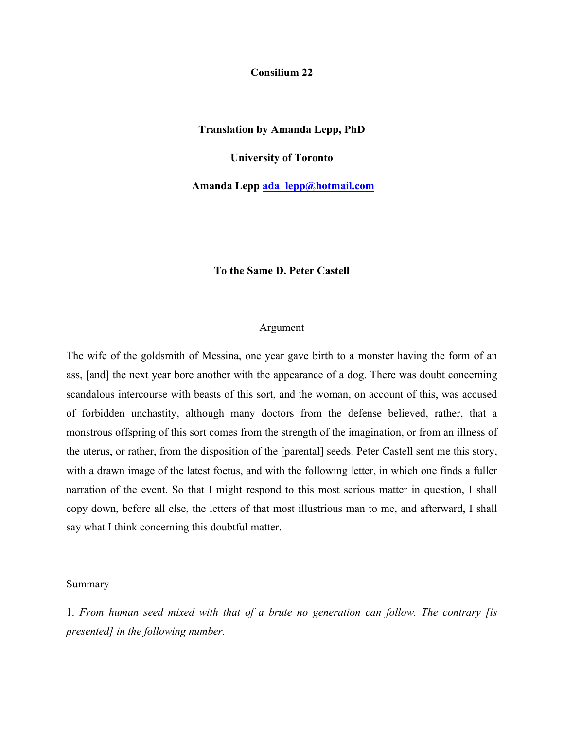# Consilium 22

**Translation by Amanda Lepp, PhD**

**University of Toronto**

**Amanda Lepp ada_lepp@hotmail.com**

## To the Same D. Peter Castell

### Argument

The wife of the goldsmith of Messina, one year gave birth to a monster having the form of an ass, [and] the next year bore another with the appearance of a dog. There was doubt concerning scandalous intercourse with beasts of this sort, and the woman, on account of this, was accused of forbidden unchastity, although many doctors from the defense believed, rather, that a monstrous offspring of this sort comes from the strength of the imagination, or from an illness of the uterus, or rather, from the disposition of the [parental] seeds. Peter Castell sent me this story, with a drawn image of the latest foetus, and with the following letter, in which one finds a fuller narration of the event. So that I might respond to this most serious matter in question, I shall copy down, before all else, the letters of that most illustrious man to me, and afterward, I shall say what I think concerning this doubtful matter.

### Summary

1. *From human seed mixed with that of a brute no generation can follow. The contrary [is presented] in the following number.*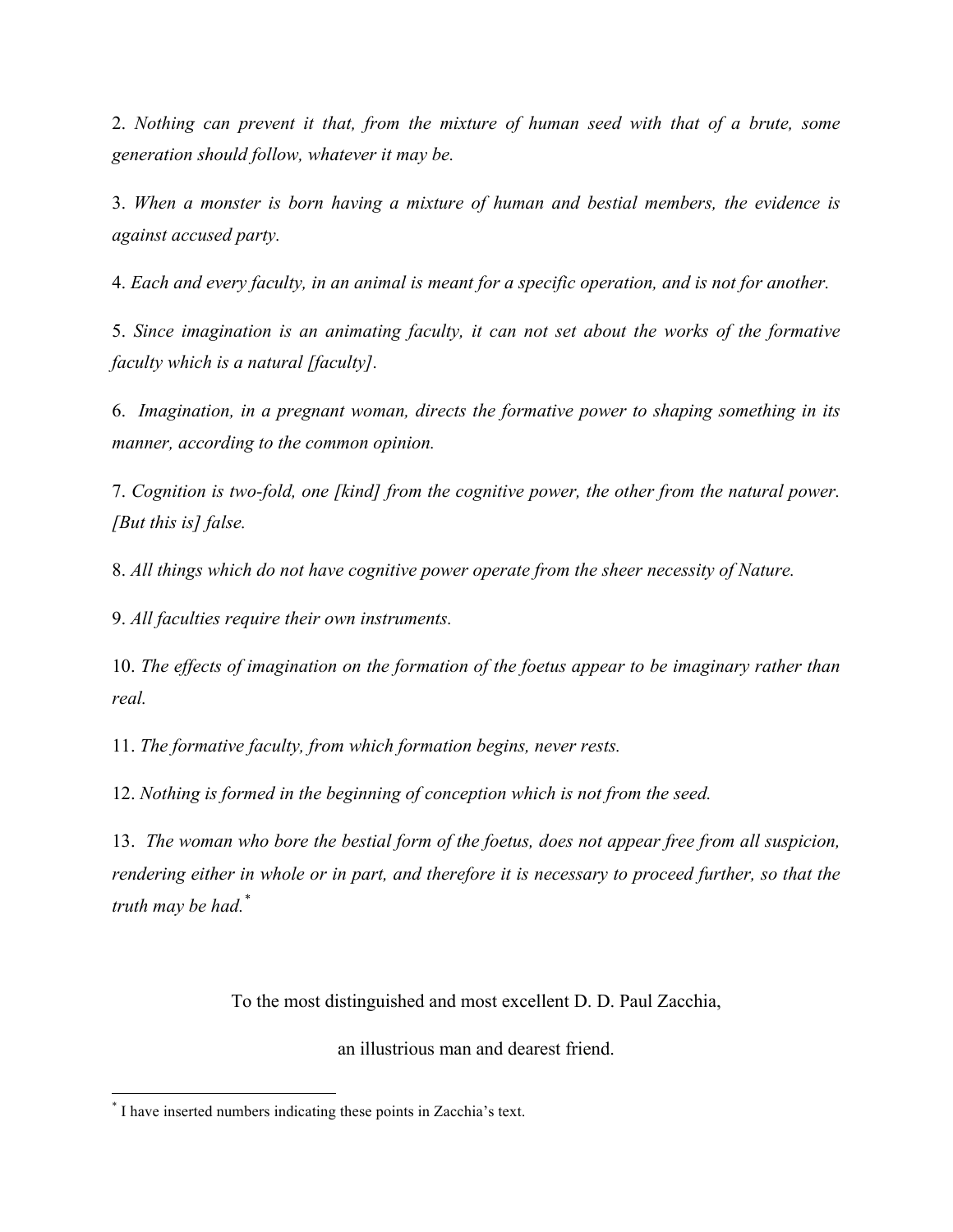2. *Nothing can prevent it that, from the mixture of human seed with that of a brute, some generation should follow, whatever it may be.*

3. *When a monster is born having a mixture of human and bestial members, the evidence is against accused party.*

4. *Each and every faculty, in an animal is meant for a specific operation, and is not for another.*

5. *Since imagination is an animating faculty, it can not set about the works of the formative faculty which is a natural [faculty].*

6. *Imagination, in a pregnant woman, directs the formative power to shaping something in its manner, according to the common opinion.*

7. *Cognition is two-fold, one [kind] from the cognitive power, the other from the natural power. [But this is] false.*

8. *All things which do not have cognitive power operate from the sheer necessity of Nature.*

9. *All faculties require their own instruments.*

10. *The effects of imagination on the formation of the foetus appear to be imaginary rather than real.*

11. *The formative faculty, from which formation begins, never rests.*

12. *Nothing is formed in the beginning of conception which is not from the seed.*

13. *The woman who bore the bestial form of the foetus, does not appear free from all suspicion, rendering either in whole or in part, and therefore it is necessary to proceed further, so that the truth may be had.*[*]

To the most distinguished and most excellent D. D. Paul Zacchia,

an illustrious man and dearest friend.

---

[*] I have inserted numbers indicating these points in Zacchia's text.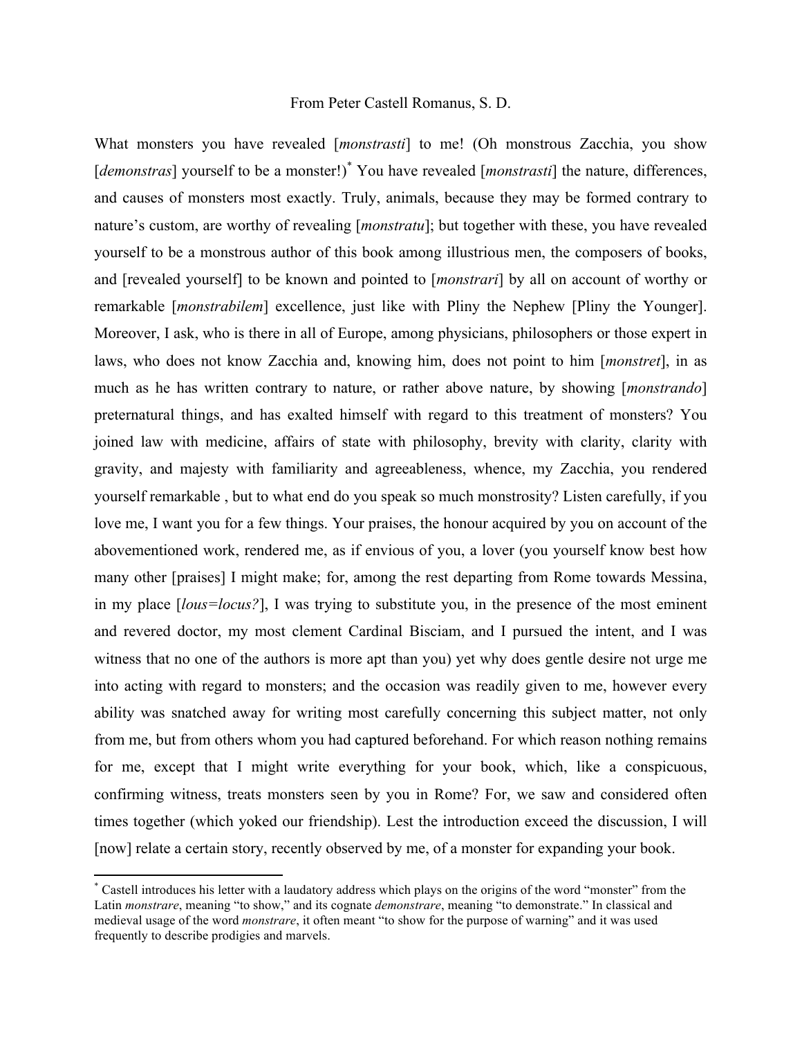From Peter Castell Romanus, S. D.

What monsters you have revealed [*monstrasti*] to me! (Oh monstrous Zacchia, you show [*demonstras*] yourself to be a monster!)[*] You have revealed [*monstrasti*] the nature, differences, and causes of monsters most exactly. Truly, animals, because they may be formed contrary to nature's custom, are worthy of revealing [*monstratu*]; but together with these, you have revealed yourself to be a monstrous author of this book among illustrious men, the composers of books, and [revealed yourself] to be known and pointed to [*monstrari*] by all on account of worthy or remarkable [*monstrabilem*] excellence, just like with Pliny the Nephew [Pliny the Younger]. Moreover, I ask, who is there in all of Europe, among physicians, philosophers or those expert in laws, who does not know Zacchia and, knowing him, does not point to him [*monstret*], in as much as he has written contrary to nature, or rather above nature, by showing [*monstrando*] preternatural things, and has exalted himself with regard to this treatment of monsters? You joined law with medicine, affairs of state with philosophy, brevity with clarity, clarity with gravity, and majesty with familiarity and agreeableness, whence, my Zacchia, you rendered yourself remarkable , but to what end do you speak so much monstrosity? Listen carefully, if you love me, I want you for a few things. Your praises, the honour acquired by you on account of the abovementioned work, rendered me, as if envious of you, a lover (you yourself know best how many other [praises] I might make; for, among the rest departing from Rome towards Messina, in my place [*lous=locus?*], I was trying to substitute you, in the presence of the most eminent and revered doctor, my most clement Cardinal Bisciam, and I pursued the intent, and I was witness that no one of the authors is more apt than you) yet why does gentle desire not urge me into acting with regard to monsters; and the occasion was readily given to me, however every ability was snatched away for writing most carefully concerning this subject matter, not only from me, but from others whom you had captured beforehand. For which reason nothing remains for me, except that I might write everything for your book, which, like a conspicuous, confirming witness, treats monsters seen by you in Rome? For, we saw and considered often times together (which yoked our friendship). Lest the introduction exceed the discussion, I will [now] relate a certain story, recently observed by me, of a monster for expanding your book.

---

[*] Castell introduces his letter with a laudatory address which plays on the origins of the word "monster" from the Latin *monstrare*, meaning "to show," and its cognate *demonstrare*, meaning "to demonstrate." In classical and medieval usage of the word *monstrare*, it often meant "to show for the purpose of warning" and it was used frequently to describe prodigies and marvels.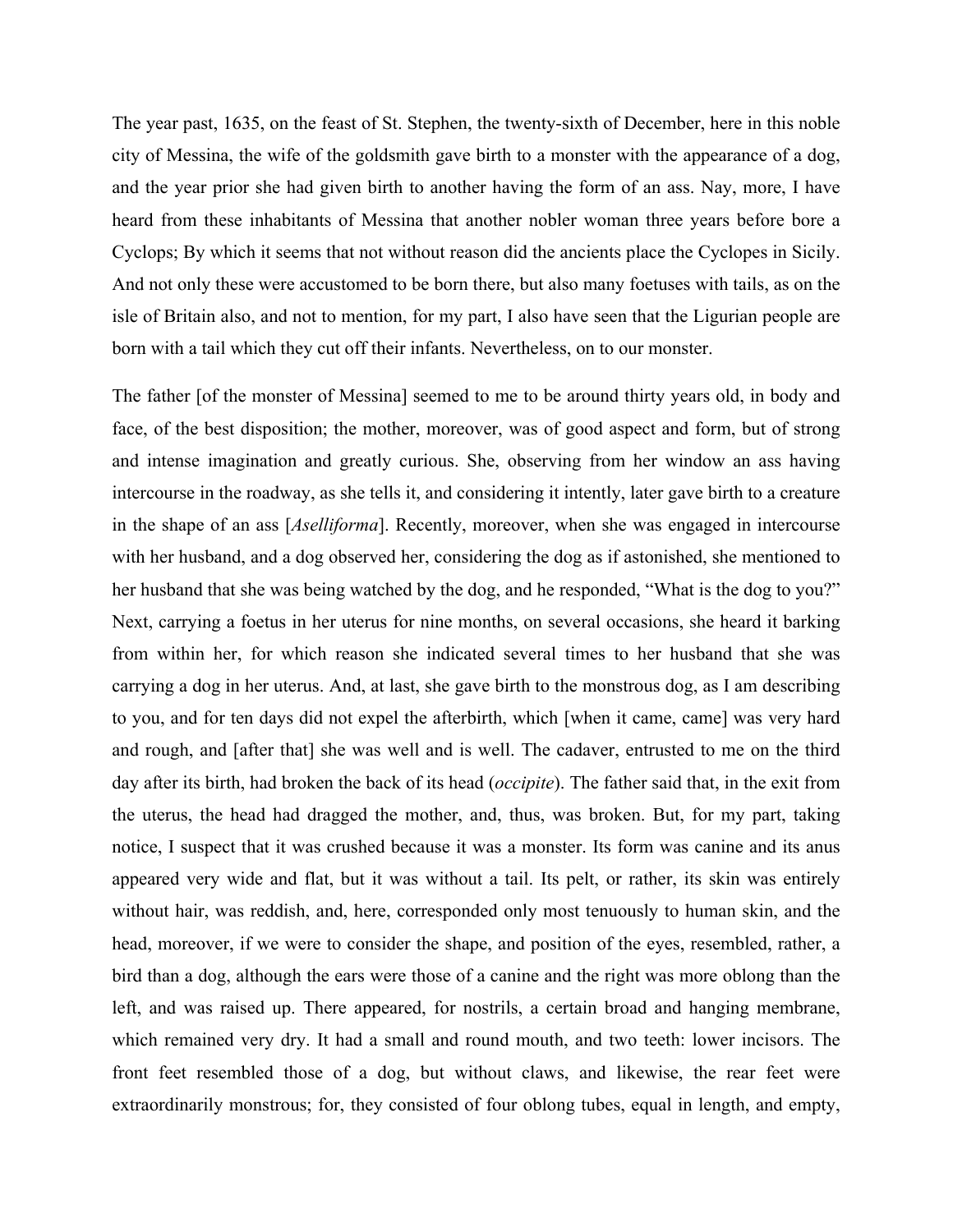The year past, 1635, on the feast of St. Stephen, the twenty-sixth of December, here in this noble city of Messina, the wife of the goldsmith gave birth to a monster with the appearance of a dog, and the year prior she had given birth to another having the form of an ass. Nay, more, I have heard from these inhabitants of Messina that another nobler woman three years before bore a Cyclops; By which it seems that not without reason did the ancients place the Cyclopes in Sicily. And not only these were accustomed to be born there, but also many foetuses with tails, as on the isle of Britain also, and not to mention, for my part, I also have seen that the Ligurian people are born with a tail which they cut off their infants. Nevertheless, on to our monster.

The father [of the monster of Messina] seemed to me to be around thirty years old, in body and face, of the best disposition; the mother, moreover, was of good aspect and form, but of strong and intense imagination and greatly curious. She, observing from her window an ass having intercourse in the roadway, as she tells it, and considering it intently, later gave birth to a creature in the shape of an ass [*Aselliforma*]. Recently, moreover, when she was engaged in intercourse with her husband, and a dog observed her, considering the dog as if astonished, she mentioned to her husband that she was being watched by the dog, and he responded, "What is the dog to you?" Next, carrying a foetus in her uterus for nine months, on several occasions, she heard it barking from within her, for which reason she indicated several times to her husband that she was carrying a dog in her uterus. And, at last, she gave birth to the monstrous dog, as I am describing to you, and for ten days did not expel the afterbirth, which [when it came, came] was very hard and rough, and [after that] she was well and is well. The cadaver, entrusted to me on the third day after its birth, had broken the back of its head (*occipite*). The father said that, in the exit from the uterus, the head had dragged the mother, and, thus, was broken. But, for my part, taking notice, I suspect that it was crushed because it was a monster. Its form was canine and its anus appeared very wide and flat, but it was without a tail. Its pelt, or rather, its skin was entirely without hair, was reddish, and, here, corresponded only most tenuously to human skin, and the head, moreover, if we were to consider the shape, and position of the eyes, resembled, rather, a bird than a dog, although the ears were those of a canine and the right was more oblong than the left, and was raised up. There appeared, for nostrils, a certain broad and hanging membrane, which remained very dry. It had a small and round mouth, and two teeth: lower incisors. The front feet resembled those of a dog, but without claws, and likewise, the rear feet were extraordinarily monstrous; for, they consisted of four oblong tubes, equal in length, and empty,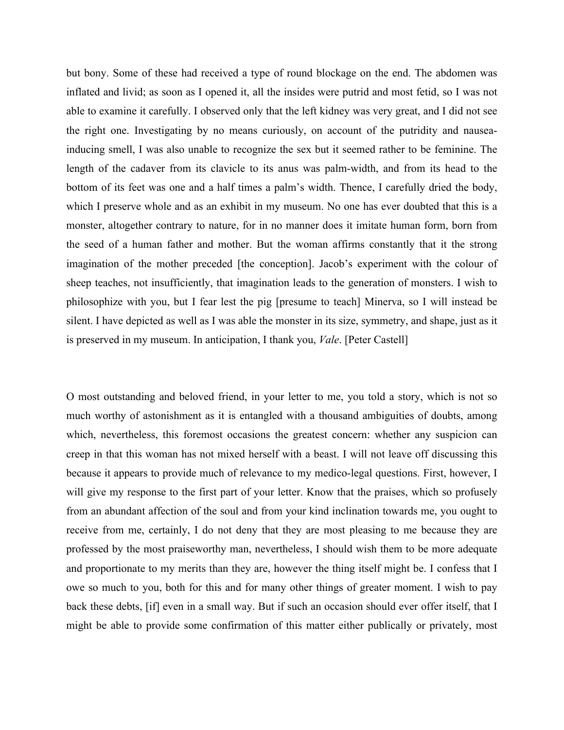but bony. Some of these had received a type of round blockage on the end. The abdomen was inflated and livid; as soon as I opened it, all the insides were putrid and most fetid, so I was not able to examine it carefully. I observed only that the left kidney was very great, and I did not see the right one. Investigating by no means curiously, on account of the putridity and nausea-inducing smell, I was also unable to recognize the sex but it seemed rather to be feminine. The length of the cadaver from its clavicle to its anus was palm-width, and from its head to the bottom of its feet was one and a half times a palm's width. Thence, I carefully dried the body, which I preserve whole and as an exhibit in my museum. No one has ever doubted that this is a monster, altogether contrary to nature, for in no manner does it imitate human form, born from the seed of a human father and mother. But the woman affirms constantly that it the strong imagination of the mother preceded [the conception]. Jacob's experiment with the colour of sheep teaches, not insufficiently, that imagination leads to the generation of monsters. I wish to philosophize with you, but I fear lest the pig [presume to teach] Minerva, so I will instead be silent. I have depicted as well as I was able the monster in its size, symmetry, and shape, just as it is preserved in my museum. In anticipation, I thank you, *Vale*. [Peter Castell]

O most outstanding and beloved friend, in your letter to me, you told a story, which is not so much worthy of astonishment as it is entangled with a thousand ambiguities of doubts, among which, nevertheless, this foremost occasions the greatest concern: whether any suspicion can creep in that this woman has not mixed herself with a beast. I will not leave off discussing this because it appears to provide much of relevance to my medico-legal questions. First, however, I will give my response to the first part of your letter. Know that the praises, which so profusely from an abundant affection of the soul and from your kind inclination towards me, you ought to receive from me, certainly, I do not deny that they are most pleasing to me because they are professed by the most praiseworthy man, nevertheless, I should wish them to be more adequate and proportionate to my merits than they are, however the thing itself might be. I confess that I owe so much to you, both for this and for many other things of greater moment. I wish to pay back these debts, [if] even in a small way. But if such an occasion should ever offer itself, that I might be able to provide some confirmation of this matter either publically or privately, most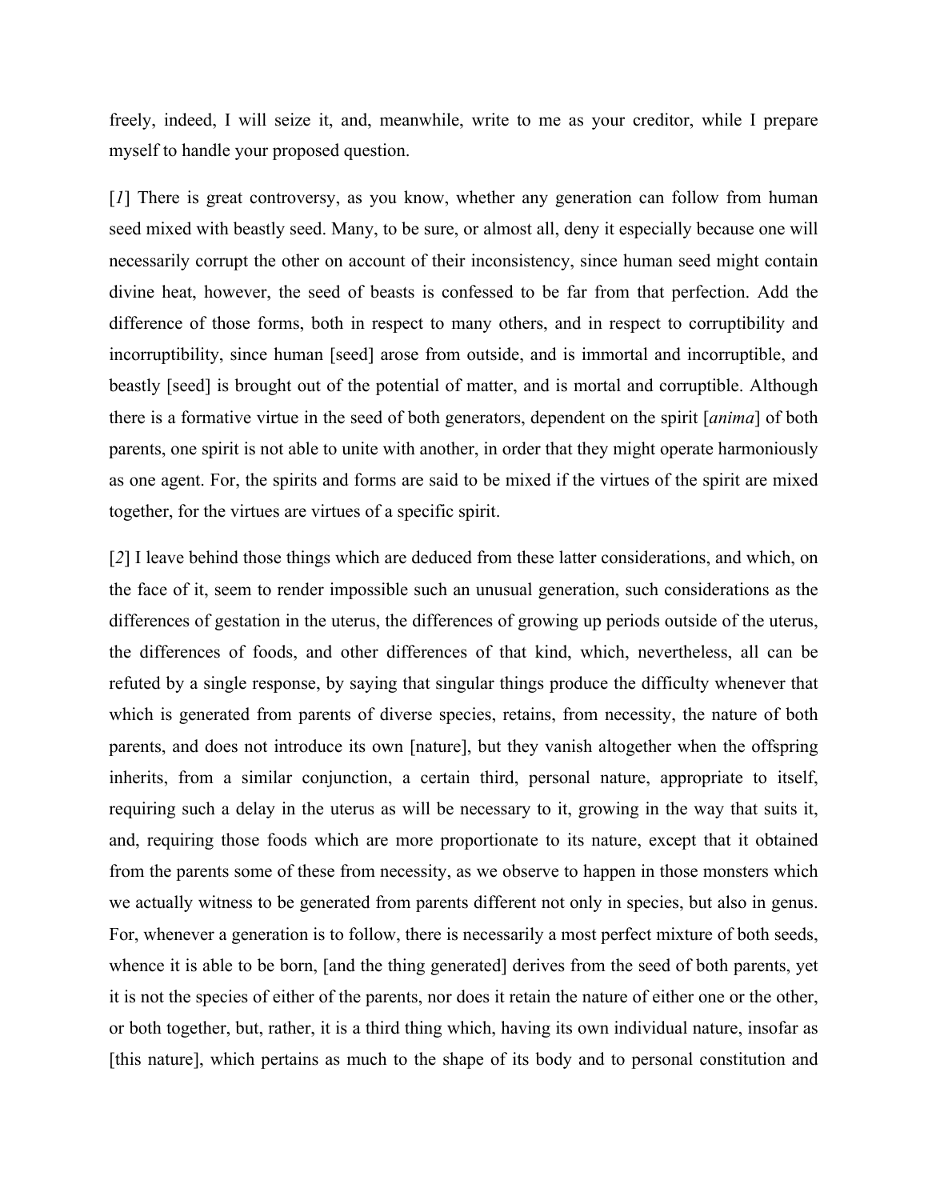freely, indeed, I will seize it, and, meanwhile, write to me as your creditor, while I prepare myself to handle your proposed question.

[*1*] There is great controversy, as you know, whether any generation can follow from human seed mixed with beastly seed. Many, to be sure, or almost all, deny it especially because one will necessarily corrupt the other on account of their inconsistency, since human seed might contain divine heat, however, the seed of beasts is confessed to be far from that perfection. Add the difference of those forms, both in respect to many others, and in respect to corruptibility and incorruptibility, since human [seed] arose from outside, and is immortal and incorruptible, and beastly [seed] is brought out of the potential of matter, and is mortal and corruptible. Although there is a formative virtue in the seed of both generators, dependent on the spirit [*anima*] of both parents, one spirit is not able to unite with another, in order that they might operate harmoniously as one agent. For, the spirits and forms are said to be mixed if the virtues of the spirit are mixed together, for the virtues are virtues of a specific spirit.

[*2*] I leave behind those things which are deduced from these latter considerations, and which, on the face of it, seem to render impossible such an unusual generation, such considerations as the differences of gestation in the uterus, the differences of growing up periods outside of the uterus, the differences of foods, and other differences of that kind, which, nevertheless, all can be refuted by a single response, by saying that singular things produce the difficulty whenever that which is generated from parents of diverse species, retains, from necessity, the nature of both parents, and does not introduce its own [nature], but they vanish altogether when the offspring inherits, from a similar conjunction, a certain third, personal nature, appropriate to itself, requiring such a delay in the uterus as will be necessary to it, growing in the way that suits it, and, requiring those foods which are more proportionate to its nature, except that it obtained from the parents some of these from necessity, as we observe to happen in those monsters which we actually witness to be generated from parents different not only in species, but also in genus. For, whenever a generation is to follow, there is necessarily a most perfect mixture of both seeds, whence it is able to be born, [and the thing generated] derives from the seed of both parents, yet it is not the species of either of the parents, nor does it retain the nature of either one or the other, or both together, but, rather, it is a third thing which, having its own individual nature, insofar as [this nature], which pertains as much to the shape of its body and to personal constitution and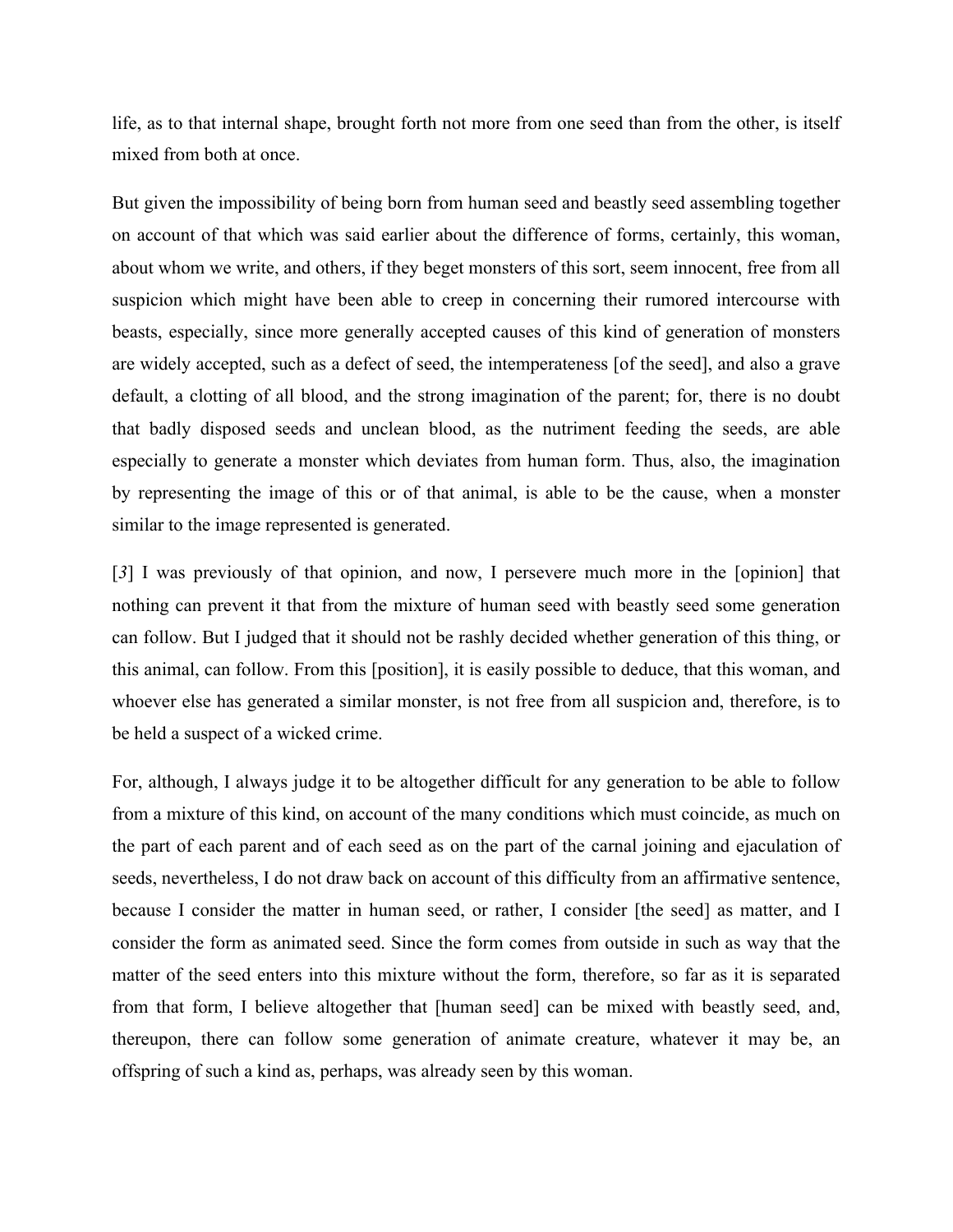life, as to that internal shape, brought forth not more from one seed than from the other, is itself mixed from both at once.

But given the impossibility of being born from human seed and beastly seed assembling together on account of that which was said earlier about the difference of forms, certainly, this woman, about whom we write, and others, if they beget monsters of this sort, seem innocent, free from all suspicion which might have been able to creep in concerning their rumored intercourse with beasts, especially, since more generally accepted causes of this kind of generation of monsters are widely accepted, such as a defect of seed, the intemperateness [of the seed], and also a grave default, a clotting of all blood, and the strong imagination of the parent; for, there is no doubt that badly disposed seeds and unclean blood, as the nutriment feeding the seeds, are able especially to generate a monster which deviates from human form. Thus, also, the imagination by representing the image of this or of that animal, is able to be the cause, when a monster similar to the image represented is generated.

[*3*] I was previously of that opinion, and now, I persevere much more in the [opinion] that nothing can prevent it that from the mixture of human seed with beastly seed some generation can follow. But I judged that it should not be rashly decided whether generation of this thing, or this animal, can follow. From this [position], it is easily possible to deduce, that this woman, and whoever else has generated a similar monster, is not free from all suspicion and, therefore, is to be held a suspect of a wicked crime.

For, although, I always judge it to be altogether difficult for any generation to be able to follow from a mixture of this kind, on account of the many conditions which must coincide, as much on the part of each parent and of each seed as on the part of the carnal joining and ejaculation of seeds, nevertheless, I do not draw back on account of this difficulty from an affirmative sentence, because I consider the matter in human seed, or rather, I consider [the seed] as matter, and I consider the form as animated seed. Since the form comes from outside in such as way that the matter of the seed enters into this mixture without the form, therefore, so far as it is separated from that form, I believe altogether that [human seed] can be mixed with beastly seed, and, thereupon, there can follow some generation of animate creature, whatever it may be, an offspring of such a kind as, perhaps, was already seen by this woman.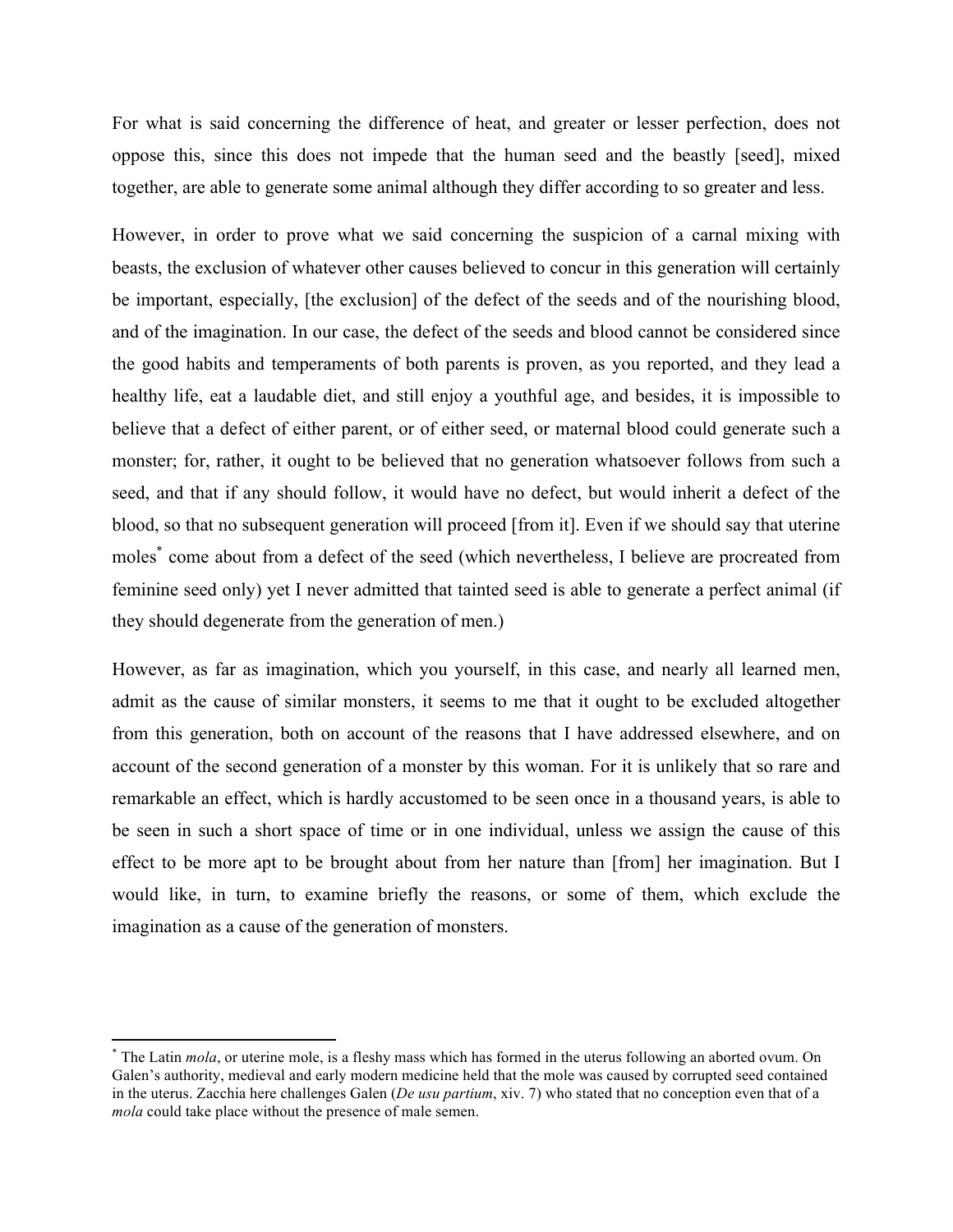For what is said concerning the difference of heat, and greater or lesser perfection, does not oppose this, since this does not impede that the human seed and the beastly [seed], mixed together, are able to generate some animal although they differ according to so greater and less.

However, in order to prove what we said concerning the suspicion of a carnal mixing with beasts, the exclusion of whatever other causes believed to concur in this generation will certainly be important, especially, [the exclusion] of the defect of the seeds and of the nourishing blood, and of the imagination. In our case, the defect of the seeds and blood cannot be considered since the good habits and temperaments of both parents is proven, as you reported, and they lead a healthy life, eat a laudable diet, and still enjoy a youthful age, and besides, it is impossible to believe that a defect of either parent, or of either seed, or maternal blood could generate such a monster; for, rather, it ought to be believed that no generation whatsoever follows from such a seed, and that if any should follow, it would have no defect, but would inherit a defect of the blood, so that no subsequent generation will proceed [from it]. Even if we should say that uterine moles[*] come about from a defect of the seed (which nevertheless, I believe are procreated from feminine seed only) yet I never admitted that tainted seed is able to generate a perfect animal (if they should degenerate from the generation of men.)

However, as far as imagination, which you yourself, in this case, and nearly all learned men, admit as the cause of similar monsters, it seems to me that it ought to be excluded altogether from this generation, both on account of the reasons that I have addressed elsewhere, and on account of the second generation of a monster by this woman. For it is unlikely that so rare and remarkable an effect, which is hardly accustomed to be seen once in a thousand years, is able to be seen in such a short space of time or in one individual, unless we assign the cause of this effect to be more apt to be brought about from her nature than [from] her imagination. But I would like, in turn, to examine briefly the reasons, or some of them, which exclude the imagination as a cause of the generation of monsters.

---

[*] The Latin *mola*, or uterine mole, is a fleshy mass which has formed in the uterus following an aborted ovum. On Galen's authority, medieval and early modern medicine held that the mole was caused by corrupted seed contained in the uterus. Zacchia here challenges Galen (*De usu partium*, xiv. 7) who stated that no conception even that of a *mola* could take place without the presence of male semen.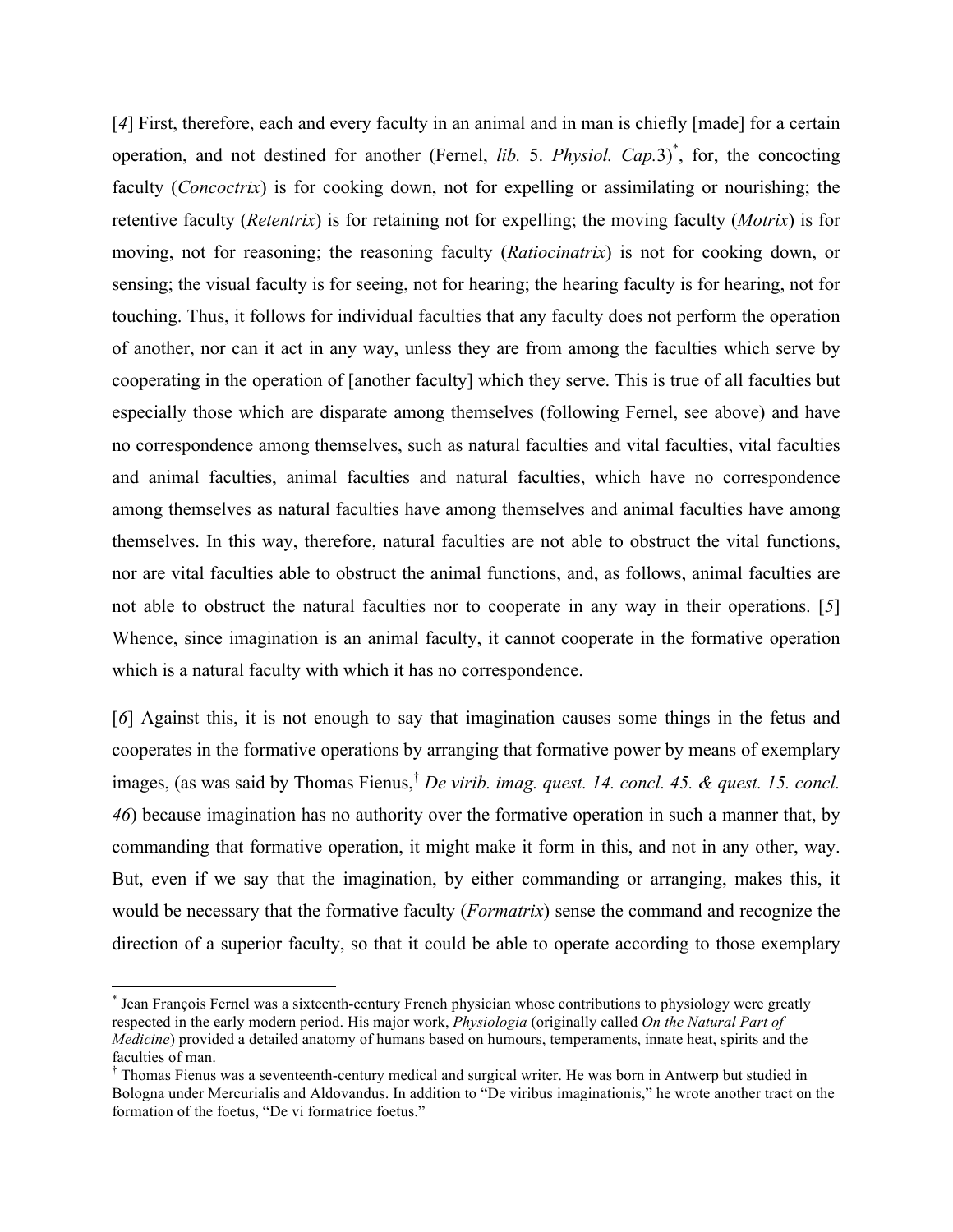[*4*] First, therefore, each and every faculty in an animal and in man is chiefly [made] for a certain operation, and not destined for another (Fernel, *lib.* 5. *Physiol. Cap.*3)[*], for, the concocting faculty (*Concoctrix*) is for cooking down, not for expelling or assimilating or nourishing; the retentive faculty (*Retentrix*) is for retaining not for expelling; the moving faculty (*Motrix*) is for moving, not for reasoning; the reasoning faculty (*Ratiocinatrix*) is not for cooking down, or sensing; the visual faculty is for seeing, not for hearing; the hearing faculty is for hearing, not for touching. Thus, it follows for individual faculties that any faculty does not perform the operation of another, nor can it act in any way, unless they are from among the faculties which serve by cooperating in the operation of [another faculty] which they serve. This is true of all faculties but especially those which are disparate among themselves (following Fernel, see above) and have no correspondence among themselves, such as natural faculties and vital faculties, vital faculties and animal faculties, animal faculties and natural faculties, which have no correspondence among themselves as natural faculties have among themselves and animal faculties have among themselves. In this way, therefore, natural faculties are not able to obstruct the vital functions, nor are vital faculties able to obstruct the animal functions, and, as follows, animal faculties are not able to obstruct the natural faculties nor to cooperate in any way in their operations. [*5*] Whence, since imagination is an animal faculty, it cannot cooperate in the formative operation which is a natural faculty with which it has no correspondence.

[*6*] Against this, it is not enough to say that imagination causes some things in the fetus and cooperates in the formative operations by arranging that formative power by means of exemplary images, (as was said by Thomas Fienus,[†] *De virib. imag. quest. 14. concl. 45. & quest. 15. concl. 46*) because imagination has no authority over the formative operation in such a manner that, by commanding that formative operation, it might make it form in this, and not in any other, way. But, even if we say that the imagination, by either commanding or arranging, makes this, it would be necessary that the formative faculty (*Formatrix*) sense the command and recognize the direction of a superior faculty, so that it could be able to operate according to those exemplary

---

[*] Jean François Fernel was a sixteenth-century French physician whose contributions to physiology were greatly respected in the early modern period. His major work, *Physiologia* (originally called *On the Natural Part of Medicine*) provided a detailed anatomy of humans based on humours, temperaments, innate heat, spirits and the faculties of man.

[†] Thomas Fienus was a seventeenth-century medical and surgical writer. He was born in Antwerp but studied in Bologna under Mercurialis and Aldovandus. In addition to "De viribus imaginationis," he wrote another tract on the formation of the foetus, "De vi formatrice foetus."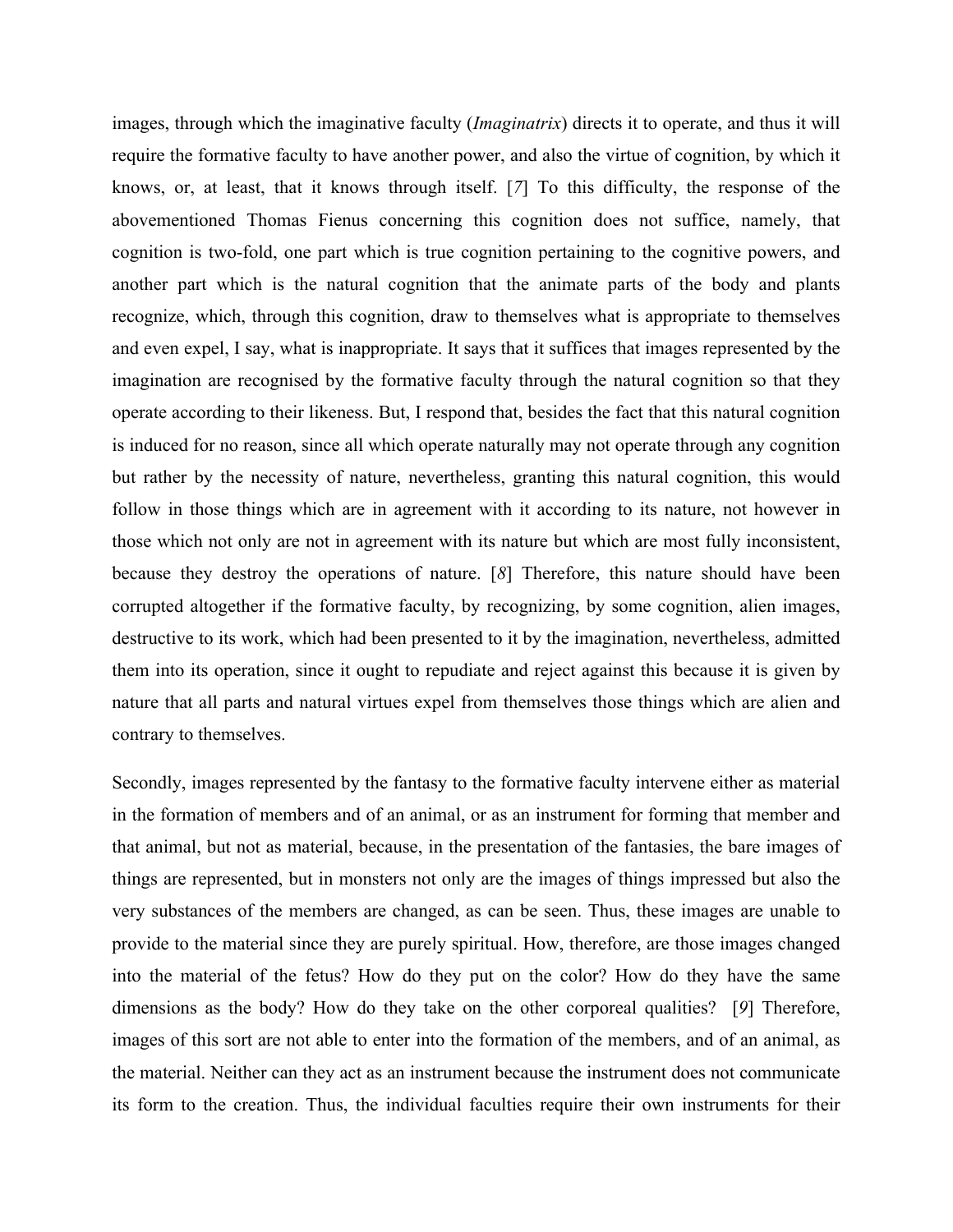images, through which the imaginative faculty (*Imaginatrix*) directs it to operate, and thus it will require the formative faculty to have another power, and also the virtue of cognition, by which it knows, or, at least, that it knows through itself. [*7*] To this difficulty, the response of the abovementioned Thomas Fienus concerning this cognition does not suffice, namely, that cognition is two-fold, one part which is true cognition pertaining to the cognitive powers, and another part which is the natural cognition that the animate parts of the body and plants recognize, which, through this cognition, draw to themselves what is appropriate to themselves and even expel, I say, what is inappropriate. It says that it suffices that images represented by the imagination are recognised by the formative faculty through the natural cognition so that they operate according to their likeness. But, I respond that, besides the fact that this natural cognition is induced for no reason, since all which operate naturally may not operate through any cognition but rather by the necessity of nature, nevertheless, granting this natural cognition, this would follow in those things which are in agreement with it according to its nature, not however in those which not only are not in agreement with its nature but which are most fully inconsistent, because they destroy the operations of nature. [*8*] Therefore, this nature should have been corrupted altogether if the formative faculty, by recognizing, by some cognition, alien images, destructive to its work, which had been presented to it by the imagination, nevertheless, admitted them into its operation, since it ought to repudiate and reject against this because it is given by nature that all parts and natural virtues expel from themselves those things which are alien and contrary to themselves.

Secondly, images represented by the fantasy to the formative faculty intervene either as material in the formation of members and of an animal, or as an instrument for forming that member and that animal, but not as material, because, in the presentation of the fantasies, the bare images of things are represented, but in monsters not only are the images of things impressed but also the very substances of the members are changed, as can be seen. Thus, these images are unable to provide to the material since they are purely spiritual. How, therefore, are those images changed into the material of the fetus? How do they put on the color? How do they have the same dimensions as the body? How do they take on the other corporeal qualities? [*9*] Therefore, images of this sort are not able to enter into the formation of the members, and of an animal, as the material. Neither can they act as an instrument because the instrument does not communicate its form to the creation. Thus, the individual faculties require their own instruments for their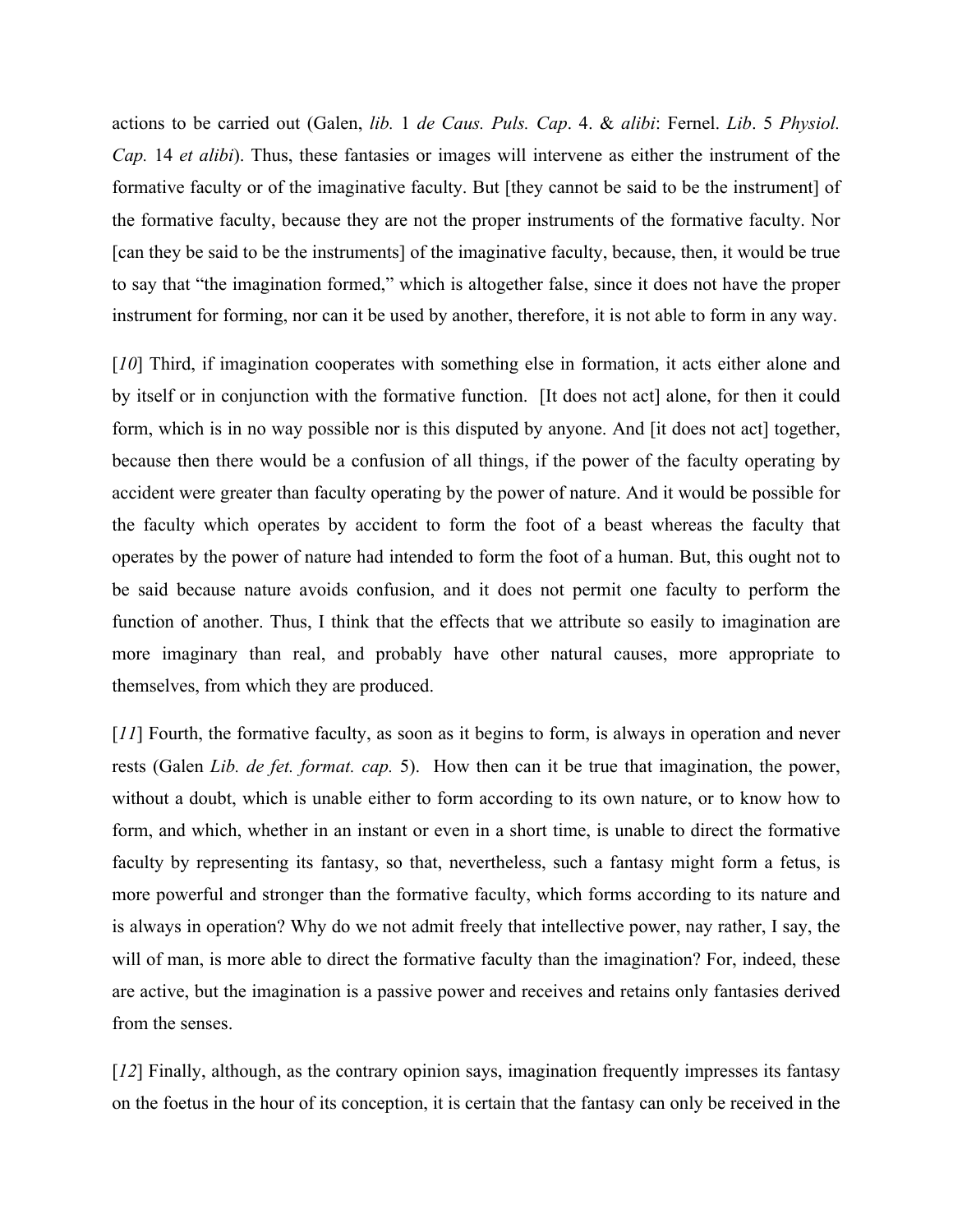actions to be carried out (Galen, *lib.* 1 *de Caus. Puls. Cap*. 4. & *alibi*: Fernel. *Lib*. 5 *Physiol. Cap.* 14 *et alibi*). Thus, these fantasies or images will intervene as either the instrument of the formative faculty or of the imaginative faculty. But [they cannot be said to be the instrument] of the formative faculty, because they are not the proper instruments of the formative faculty. Nor [can they be said to be the instruments] of the imaginative faculty, because, then, it would be true to say that "the imagination formed," which is altogether false, since it does not have the proper instrument for forming, nor can it be used by another, therefore, it is not able to form in any way.

[*10*] Third, if imagination cooperates with something else in formation, it acts either alone and by itself or in conjunction with the formative function. [It does not act] alone, for then it could form, which is in no way possible nor is this disputed by anyone. And [it does not act] together, because then there would be a confusion of all things, if the power of the faculty operating by accident were greater than faculty operating by the power of nature. And it would be possible for the faculty which operates by accident to form the foot of a beast whereas the faculty that operates by the power of nature had intended to form the foot of a human. But, this ought not to be said because nature avoids confusion, and it does not permit one faculty to perform the function of another. Thus, I think that the effects that we attribute so easily to imagination are more imaginary than real, and probably have other natural causes, more appropriate to themselves, from which they are produced.

[*11*] Fourth, the formative faculty, as soon as it begins to form, is always in operation and never rests (Galen *Lib. de fet. format. cap.* 5). How then can it be true that imagination, the power, without a doubt, which is unable either to form according to its own nature, or to know how to form, and which, whether in an instant or even in a short time, is unable to direct the formative faculty by representing its fantasy, so that, nevertheless, such a fantasy might form a fetus, is more powerful and stronger than the formative faculty, which forms according to its nature and is always in operation? Why do we not admit freely that intellective power, nay rather, I say, the will of man, is more able to direct the formative faculty than the imagination? For, indeed, these are active, but the imagination is a passive power and receives and retains only fantasies derived from the senses.

[*12*] Finally, although, as the contrary opinion says, imagination frequently impresses its fantasy on the foetus in the hour of its conception, it is certain that the fantasy can only be received in the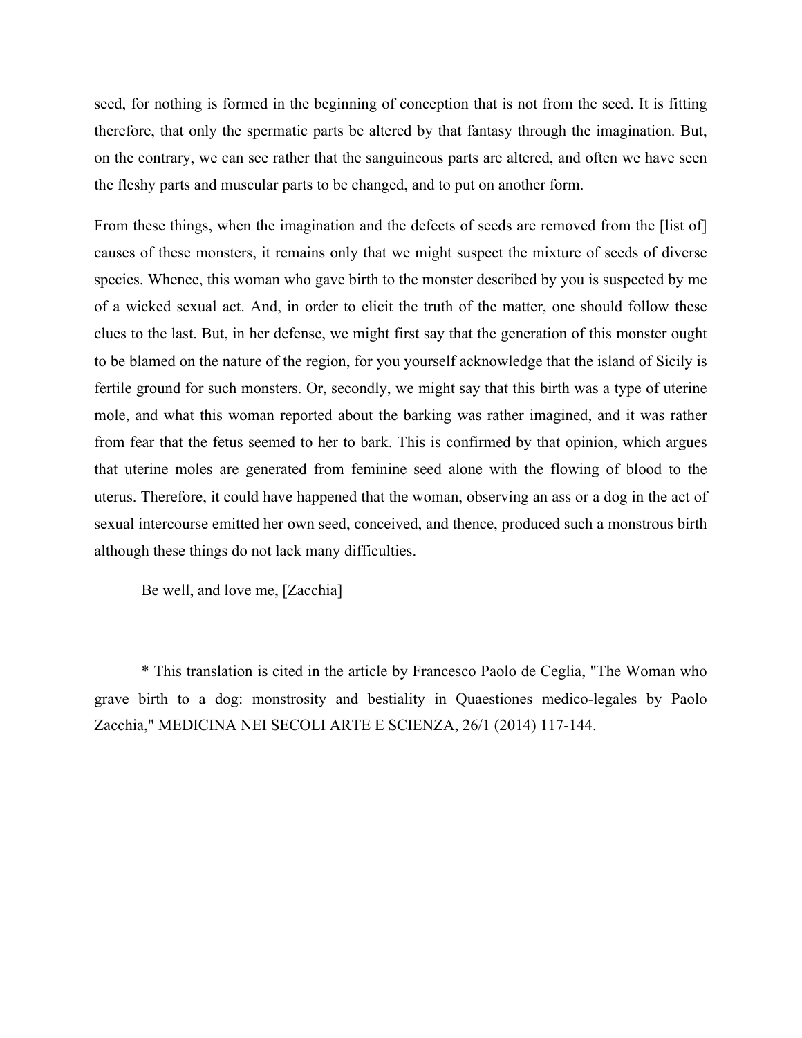seed, for nothing is formed in the beginning of conception that is not from the seed. It is fitting therefore, that only the spermatic parts be altered by that fantasy through the imagination. But, on the contrary, we can see rather that the sanguineous parts are altered, and often we have seen the fleshy parts and muscular parts to be changed, and to put on another form.

From these things, when the imagination and the defects of seeds are removed from the [list of] causes of these monsters, it remains only that we might suspect the mixture of seeds of diverse species. Whence, this woman who gave birth to the monster described by you is suspected by me of a wicked sexual act. And, in order to elicit the truth of the matter, one should follow these clues to the last. But, in her defense, we might first say that the generation of this monster ought to be blamed on the nature of the region, for you yourself acknowledge that the island of Sicily is fertile ground for such monsters. Or, secondly, we might say that this birth was a type of uterine mole, and what this woman reported about the barking was rather imagined, and it was rather from fear that the fetus seemed to her to bark. This is confirmed by that opinion, which argues that uterine moles are generated from feminine seed alone with the flowing of blood to the uterus. Therefore, it could have happened that the woman, observing an ass or a dog in the act of sexual intercourse emitted her own seed, conceived, and thence, produced such a monstrous birth although these things do not lack many difficulties.

Be well, and love me, [Zacchia]

* This translation is cited in the article by Francesco Paolo de Ceglia, "The Woman who grave birth to a dog: monstrosity and bestiality in Quaestiones medico-legales by Paolo Zacchia," MEDICINA NEI SECOLI ARTE E SCIENZA, 26/1 (2014) 117-144.